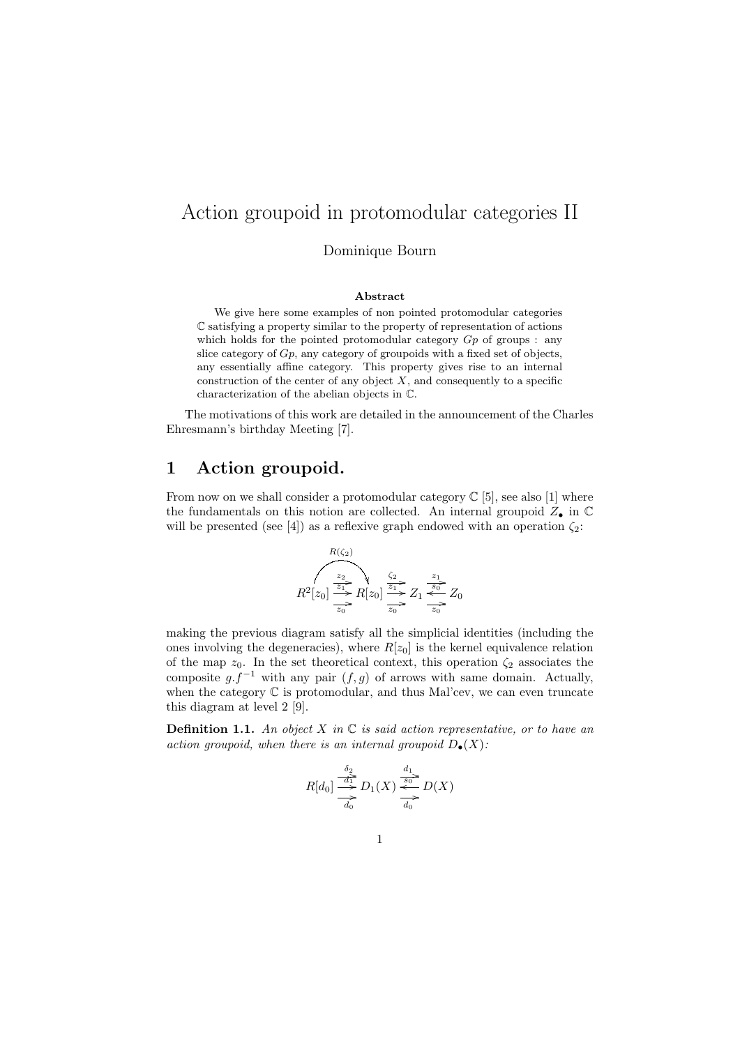# Action groupoid in protomodular categories II

Dominique Bourn

**Abstract**

We give here some examples of non pointed protomodular categories $\mathbb{C}$ satisfying a property similar to the property of representation of actions which holds for the pointed protomodular category $Gp$ of groups : any slice category of $Gp$, any category of groupoids with a fixed set of objects, any essentially affine category. This property gives rise to an internal construction of the center of any object $X$, and consequently to a specific characterization of the abelian objects in $\mathbb{C}$.

The motivations of this work are detailed in the announcement of the Charles Ehresmann's birthday Meeting [7].

## 1 Action groupoid.

From now on we shall consider a protomodular category $\mathbb{C}$ [5], see also [1] where the fundamentals on this notion are collected. An internal groupoid $Z_\bullet$ in $\mathbb{C}$ will be presented (see [4]) as a reflexive graph endowed with an operation $\zeta_2$:

$$R^2[z_0] \underset{z_0}{\overset{z_2}{\underset{z_1}{\rightrightarrows}}} R[z_0] \underset{z_0}{\overset{\zeta_2}{\underset{z_1}{\rightrightarrows}}} Z_1 \underset{z_0}{\overset{z_1}{\underset{s_0}{\leftrightarrows}}} Z_0 \qquad (R(\zeta_2): R^2[z_0] \to R[z_0])$$

making the previous diagram satisfy all the simplicial identities (including the ones involving the degeneracies), where $R[z_0]$ is the kernel equivalence relation of the map $z_0$. In the set theoretical context, this operation $\zeta_2$ associates the composite $g.f^{-1}$ with any pair $(f, g)$ of arrows with same domain. Actually, when the category $\mathbb{C}$ is protomodular, and thus Mal'cev, we can even truncate this diagram at level 2 [9].

**Definition 1.1.** *An object $X$ in $\mathbb{C}$ is said action representative, or to have an action groupoid, when there is an internal groupoid $D_\bullet(X)$:*

$$R[d_0] \underset{d_0}{\overset{\delta_2}{\underset{d_1}{\rightrightarrows}}} D_1(X) \underset{d_0}{\overset{d_1}{\underset{s_0}{\leftrightarrows}}} D(X)$$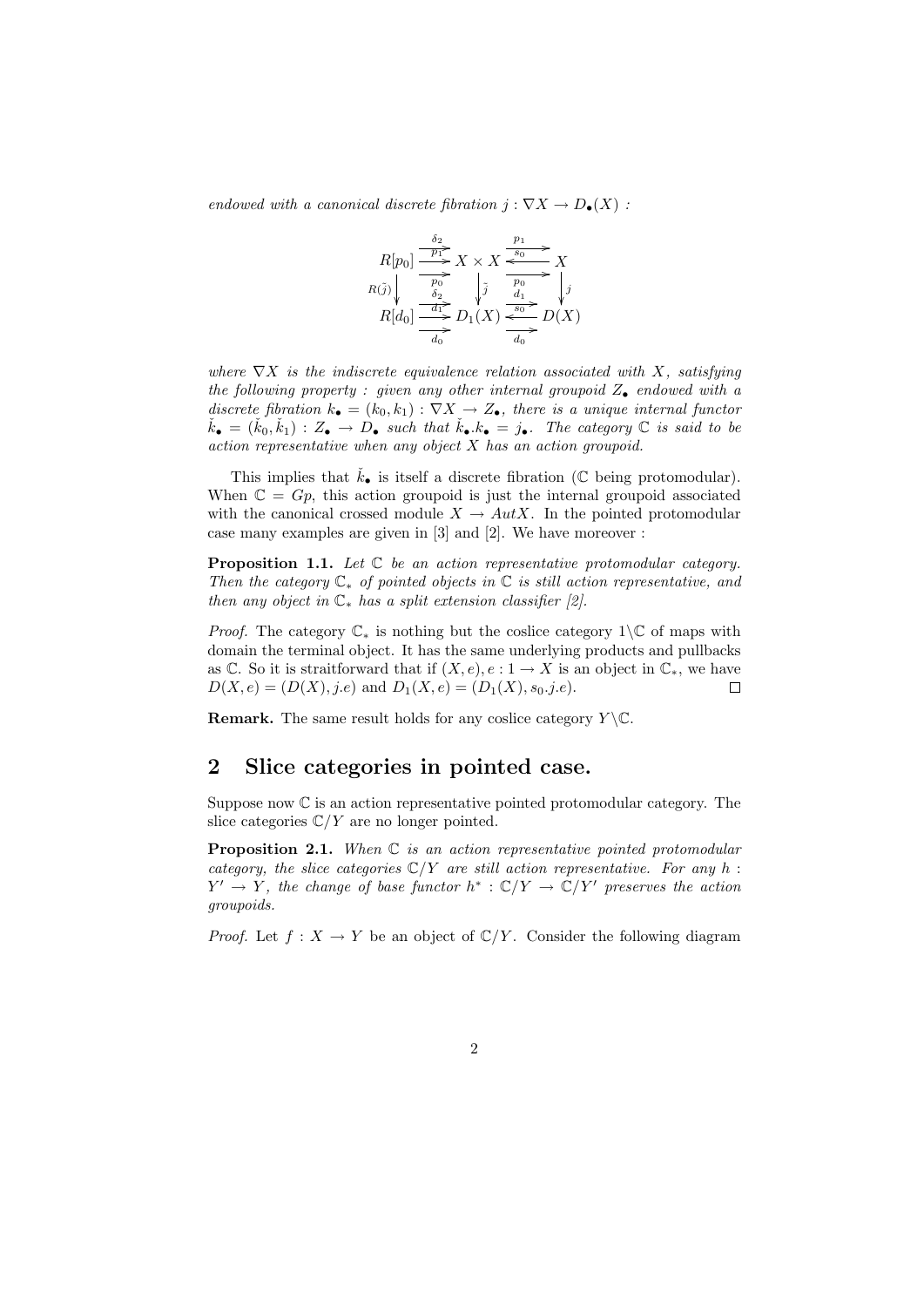*endowed with a canonical discrete fibration $j : \nabla X \to D_\bullet(X)$ :*

$$\begin{array}{ccccc}
R[p_0] & \underset{p_0}{\overset{\delta_2,\ p_1}{\rightrightarrows}} & X \times X & \underset{p_0}{\overset{p_1,\ s_0}{\rightleftarrows}} & X \\
{\scriptstyle R(\tilde{j})}\downarrow & & \downarrow{\scriptstyle \tilde{j}} & & \downarrow{\scriptstyle j} \\
R[d_0] & \underset{d_0}{\overset{\delta_2,\ d_1}{\rightrightarrows}} & D_1(X) & \underset{d_0}{\overset{d_1,\ s_0}{\rightleftarrows}} & D(X)
\end{array}$$

*where $\nabla X$ is the indiscrete equivalence relation associated with $X$, satisfying the following property : given any other internal groupoid $Z_\bullet$ endowed with a discrete fibration $k_\bullet = (k_0, k_1) : \nabla X \to Z_\bullet$, there is a unique internal functor $\check{k}_\bullet = (\check{k}_0, \check{k}_1) : Z_\bullet \to D_\bullet$ such that $\check{k}_\bullet.k_\bullet = j_\bullet$. The category $\mathbb{C}$ is said to be action representative when any object $X$ has an action groupoid.*

This implies that $\check{k}_\bullet$ is itself a discrete fibration ($\mathbb{C}$ being protomodular). When $\mathbb{C} = Gp$, this action groupoid is just the internal groupoid associated with the canonical crossed module $X \to AutX$. In the pointed protomodular case many examples are given in [3] and [2]. We have moreover :

**Proposition 1.1.** *Let $\mathbb{C}$ be an action representative protomodular category. Then the category $\mathbb{C}_*$ of pointed objects in $\mathbb{C}$ is still action representative, and then any object in $\mathbb{C}_*$ has a split extension classifier [2].*

*Proof.* The category $\mathbb{C}_*$ is nothing but the coslice category $1\backslash\mathbb{C}$ of maps with domain the terminal object. It has the same underlying products and pullbacks as $\mathbb{C}$. So it is straitforward that if $(X, e), e : 1 \to X$ is an object in $\mathbb{C}_*$, we have $D(X, e) = (D(X), j.e)$ and $D_1(X, e) = (D_1(X), s_0.j.e)$. $\square$

**Remark.** The same result holds for any coslice category $Y\backslash\mathbb{C}$.

## 2 Slice categories in pointed case.

Suppose now $\mathbb{C}$ is an action representative pointed protomodular category. The slice categories $\mathbb{C}/Y$ are no longer pointed.

**Proposition 2.1.** *When $\mathbb{C}$ is an action representative pointed protomodular category, the slice categories $\mathbb{C}/Y$ are still action representative. For any $h : Y' \to Y$, the change of base functor $h^* : \mathbb{C}/Y \to \mathbb{C}/Y'$ preserves the action groupoids.*

*Proof.* Let $f : X \to Y$ be an object of $\mathbb{C}/Y$. Consider the following diagram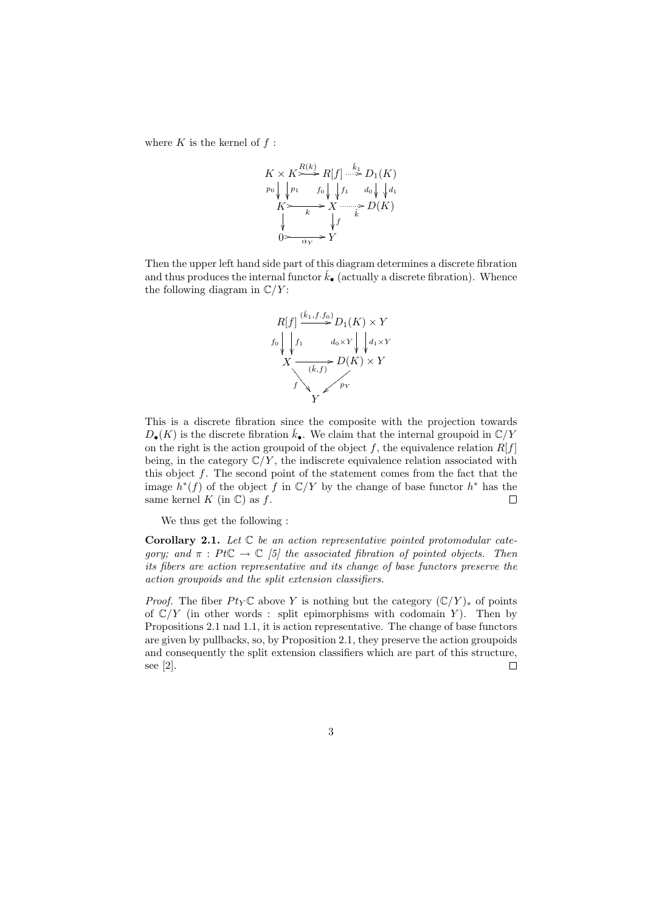where $K$ is the kernel of $f$ :

$$
\begin{array}{ccccc}
K \times K & \overset{R(k)}{\rightarrowtail} & R[f] & \overset{\check{k}_1}{\dashrightarrow} & D_1(K) \\
{\scriptstyle p_0}\downarrow\downarrow{\scriptstyle p_1} & & {\scriptstyle f_0}\downarrow\downarrow{\scriptstyle f_1} & & {\scriptstyle d_0}\downarrow\downarrow{\scriptstyle d_1} \\
K & \underset{k}{\rightarrowtail} & X & \underset{\check{k}}{\dashrightarrow} & D(K) \\
\downarrow & & \downarrow{\scriptstyle f} & & \\
0 & \underset{\alpha_Y}{\rightarrowtail} & Y & &
\end{array}
$$

Then the upper left hand side part of this diagram determines a discrete fibration and thus produces the internal functor $\check{k}_\bullet$ (actually a discrete fibration). Whence the following diagram in $\mathbb{C}/Y$:

$$
\begin{array}{ccc}
R[f] & \xrightarrow{(\check{k}_1, f.f_0)} & D_1(K) \times Y \\
{\scriptstyle f_0}\downarrow\downarrow{\scriptstyle f_1} & & {\scriptstyle d_0 \times Y}\downarrow\downarrow{\scriptstyle d_1 \times Y} \\
X & \xrightarrow[(\check{k}, f)]{} & D(K) \times Y \\
& {\scriptstyle f}\searrow \quad \swarrow{\scriptstyle p_Y} & \\
& Y &
\end{array}
$$

This is a discrete fibration since the composite with the projection towards $D_\bullet(K)$ is the discrete fibration $\check{k}_\bullet$. We claim that the internal groupoid in $\mathbb{C}/Y$ on the right is the action groupoid of the object $f$, the equivalence relation $R[f]$ being, in the category $\mathbb{C}/Y$, the indiscrete equivalence relation associated with this object $f$. The second point of the statement comes from the fact that the image $h^*(f)$ of the object $f$ in $\mathbb{C}/Y$ by the change of base functor $h^*$ has the same kernel $K$ (in $\mathbb{C}$) as $f$. $\square$

We thus get the following :

**Corollary 2.1.** *Let $\mathbb{C}$ be an action representative pointed protomodular category; and $\pi : Pt\mathbb{C} \to \mathbb{C}$ [5] the associated fibration of pointed objects. Then its fibers are action representative and its change of base functors preserve the action groupoids and the split extension classifiers.*

*Proof.* The fiber $Pt_Y\mathbb{C}$ above $Y$ is nothing but the category $(\mathbb{C}/Y)_*$ of points of $\mathbb{C}/Y$ (in other words : split epimorphisms with codomain $Y$). Then by Propositions 2.1 nad 1.1, it is action representative. The change of base functors are given by pullbacks, so, by Proposition 2.1, they preserve the action groupoids and consequently the split extension classifiers which are part of this structure, see [2]. $\square$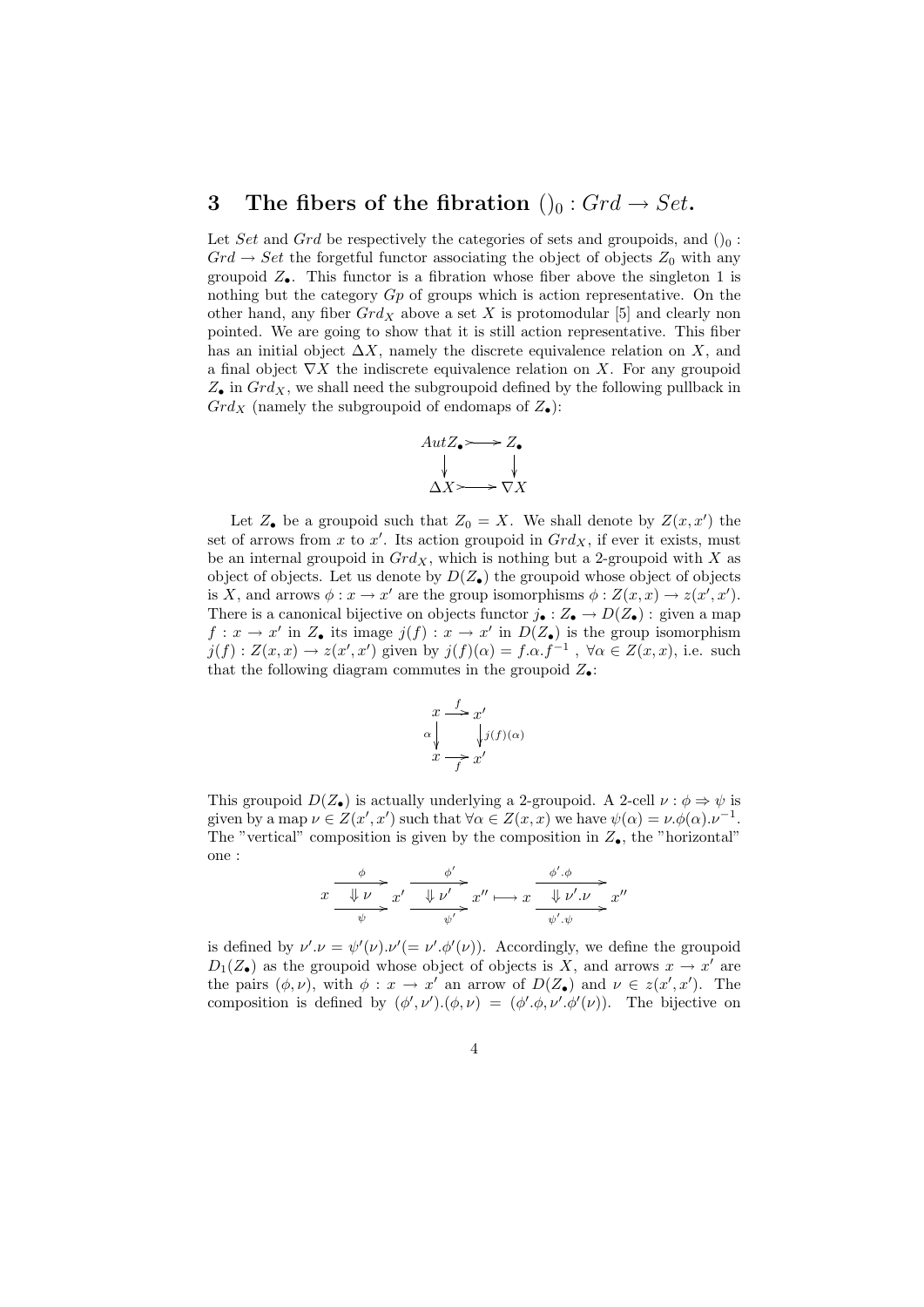# 3 The fibers of the fibration $()_0 : Grd \to Set$.

Let $Set$ and $Grd$ be respectively the categories of sets and groupoids, and $()_0 : Grd \to Set$ the forgetful functor associating the object of objects $Z_0$ with any groupoid $Z_\bullet$. This functor is a fibration whose fiber above the singleton 1 is nothing but the category $Gp$ of groups which is action representative. On the other hand, any fiber $Grd_X$ above a set $X$ is protomodular [5] and clearly non pointed. We are going to show that it is still action representative. This fiber has an initial object $\Delta X$, namely the discrete equivalence relation on $X$, and a final object $\nabla X$ the indiscrete equivalence relation on $X$. For any groupoid $Z_\bullet$ in $Grd_X$, we shall need the subgroupoid defined by the following pullback in $Grd_X$ (namely the subgroupoid of endomaps of $Z_\bullet$):

$$\begin{array}{ccc} AutZ_\bullet & \rightarrowtail & Z_\bullet \\ \downarrow & & \downarrow \\ \Delta X & \rightarrowtail & \nabla X \end{array}$$

Let $Z_\bullet$ be a groupoid such that $Z_0 = X$. We shall denote by $Z(x, x')$ the set of arrows from $x$ to $x'$. Its action groupoid in $Grd_X$, if ever it exists, must be an internal groupoid in $Grd_X$, which is nothing but a 2-groupoid with $X$ as object of objects. Let us denote by $D(Z_\bullet)$ the groupoid whose object of objects is $X$, and arrows $\phi : x \to x'$ are the group isomorphisms $\phi : Z(x, x) \to z(x', x')$. There is a canonical bijective on objects functor $j_\bullet : Z_\bullet \to D(Z_\bullet)$ : given a map $f : x \to x'$ in $Z_\bullet$ its image $j(f) : x \to x'$ in $D(Z_\bullet)$ is the group isomorphism $j(f) : Z(x, x) \to z(x', x')$ given by $j(f)(\alpha) = f.\alpha.f^{-1}$ , $\forall \alpha \in Z(x, x)$, i.e. such that the following diagram commutes in the groupoid $Z_\bullet$:

$$\begin{array}{ccc} x & \xrightarrow{f} & x' \\ {\scriptstyle \alpha}\downarrow & & \downarrow{\scriptstyle j(f)(\alpha)} \\ x & \xrightarrow[f]{} & x' \end{array}$$

This groupoid $D(Z_\bullet)$ is actually underlying a 2-groupoid. A 2-cell $\nu : \phi \Rightarrow \psi$ is given by a map $\nu \in Z(x', x')$ such that $\forall \alpha \in Z(x, x)$ we have $\psi(\alpha) = \nu.\phi(\alpha).\nu^{-1}$. The "vertical" composition is given by the composition in $Z_\bullet$, the "horizontal" one :

$$x \underset{\psi}{\overset{\phi}{\underset{\Downarrow \nu}{\rightrightarrows}}} x' \underset{\psi'}{\overset{\phi'}{\underset{\Downarrow \nu'}{\rightrightarrows}}} x'' \longmapsto x \underset{\psi'.\psi}{\overset{\phi'.\phi}{\underset{\Downarrow \nu'.\nu}{\rightrightarrows}}} x''$$

is defined by $\nu'.\nu = \psi'(\nu).\nu' (= \nu'.\phi'(\nu))$. Accordingly, we define the groupoid $D_1(Z_\bullet)$ as the groupoid whose object of objects is $X$, and arrows $x \to x'$ are the pairs $(\phi, \nu)$, with $\phi : x \to x'$ an arrow of $D(Z_\bullet)$ and $\nu \in z(x', x')$. The composition is defined by $(\phi', \nu').(\phi, \nu) = (\phi'.\phi, \nu'.\phi'(\nu))$. The bijective on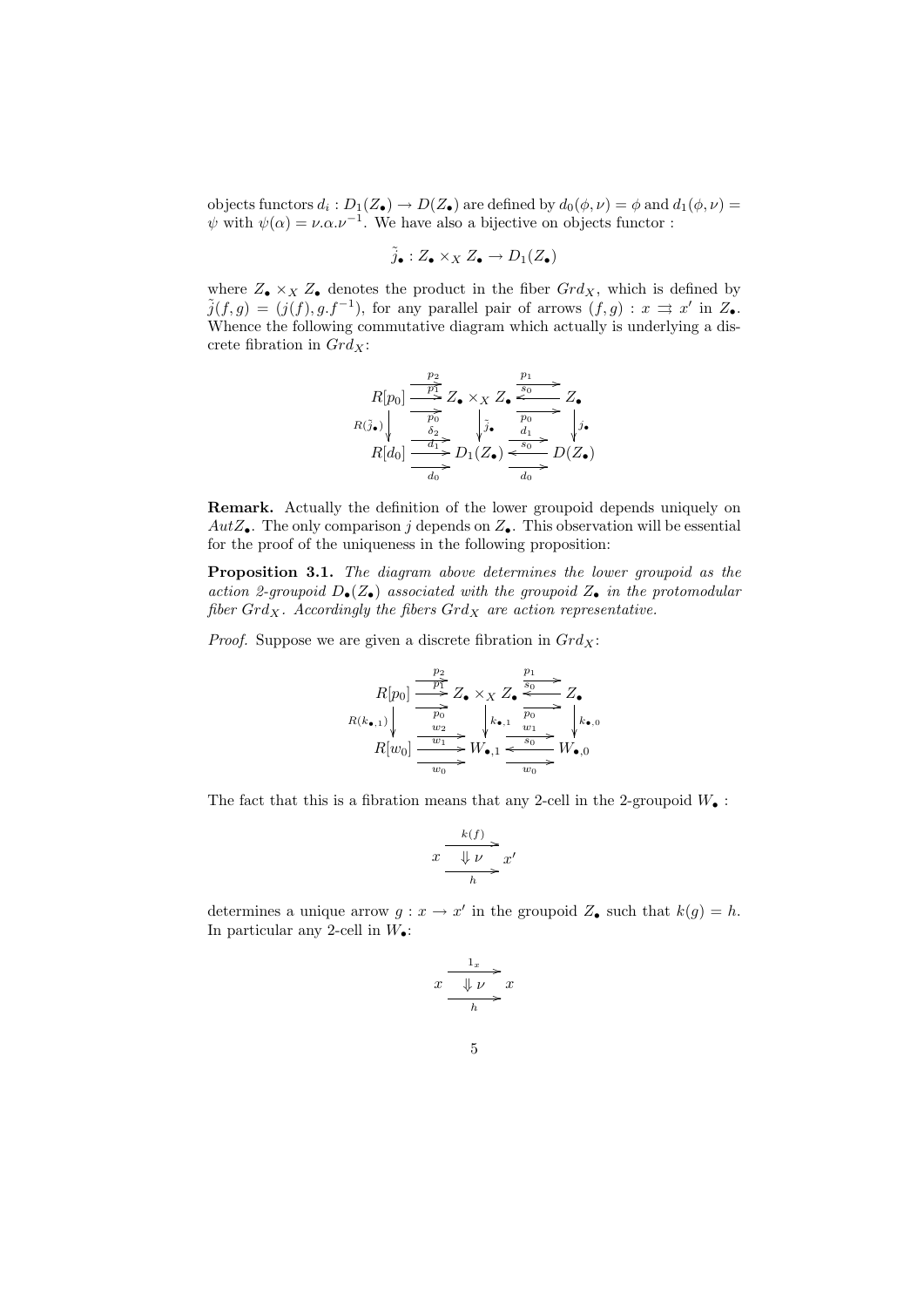objects functors $d_i : D_1(Z_\bullet) \to D(Z_\bullet)$ are defined by $d_0(\phi, \nu) = \phi$ and $d_1(\phi, \nu) = \psi$ with $\psi(\alpha) = \nu.\alpha.\nu^{-1}$. We have also a bijective on objects functor :

$$\tilde{j}_\bullet : Z_\bullet \times_X Z_\bullet \to D_1(Z_\bullet)$$

where $Z_\bullet \times_X Z_\bullet$ denotes the product in the fiber $Grd_X$, which is defined by $\tilde{j}(f, g) = (j(f), g.f^{-1})$, for any parallel pair of arrows $(f, g) : x \rightrightarrows x'$ in $Z_\bullet$. Whence the following commutative diagram which actually is underlying a discrete fibration in $Grd_X$:

$$\begin{array}{ccccc}
R[p_0] & \overset{p_2}{\underset{p_0}{\xrightarrow{p_1}}} & Z_\bullet \times_X Z_\bullet & \overset{p_1}{\underset{p_0}{\overset{\xleftarrow{s_0}}{\longrightarrow}}} & Z_\bullet \\
{\scriptstyle R(\tilde{j}_\bullet)}\downarrow & & \downarrow{\scriptstyle \tilde{j}_\bullet} & & \downarrow{\scriptstyle j_\bullet} \\
R[d_0] & \overset{\delta_2}{\underset{d_0}{\xrightarrow{d_1}}} & D_1(Z_\bullet) & \overset{d_1}{\underset{d_0}{\overset{\xleftarrow{s_0}}{\longrightarrow}}} & D(Z_\bullet)
\end{array}$$

**Remark.** Actually the definition of the lower groupoid depends uniquely on $AutZ_\bullet$. The only comparison $j$ depends on $Z_\bullet$. This observation will be essential for the proof of the uniqueness in the following proposition:

**Proposition 3.1.** *The diagram above determines the lower groupoid as the action 2-groupoid $D_\bullet(Z_\bullet)$ associated with the groupoid $Z_\bullet$ in the protomodular fiber $Grd_X$. Accordingly the fibers $Grd_X$ are action representative.*

*Proof.* Suppose we are given a discrete fibration in $Grd_X$:

$$\begin{array}{ccccc}
R[p_0] & \overset{p_2}{\underset{p_0}{\xrightarrow{p_1}}} & Z_\bullet \times_X Z_\bullet & \overset{p_1}{\underset{p_0}{\overset{\xleftarrow{s_0}}{\longrightarrow}}} & Z_\bullet \\
{\scriptstyle R(k_{\bullet,1})}\downarrow & & \downarrow{\scriptstyle k_{\bullet,1}} & & \downarrow{\scriptstyle k_{\bullet,0}} \\
R[w_0] & \overset{w_2}{\underset{w_0}{\xrightarrow{w_1}}} & W_{\bullet,1} & \overset{w_1}{\underset{w_0}{\overset{\xleftarrow{s_0}}{\longrightarrow}}} & W_{\bullet,0}
\end{array}$$

The fact that this is a fibration means that any 2-cell in the 2-groupoid $W_\bullet$ :

$$x \underset{h}{\overset{k(f)}{\Downarrow \nu}} x'$$

determines a unique arrow $g : x \to x'$ in the groupoid $Z_\bullet$ such that $k(g) = h$. In particular any 2-cell in $W_\bullet$:

$$x \underset{h}{\overset{1_x}{\Downarrow \nu}} x$$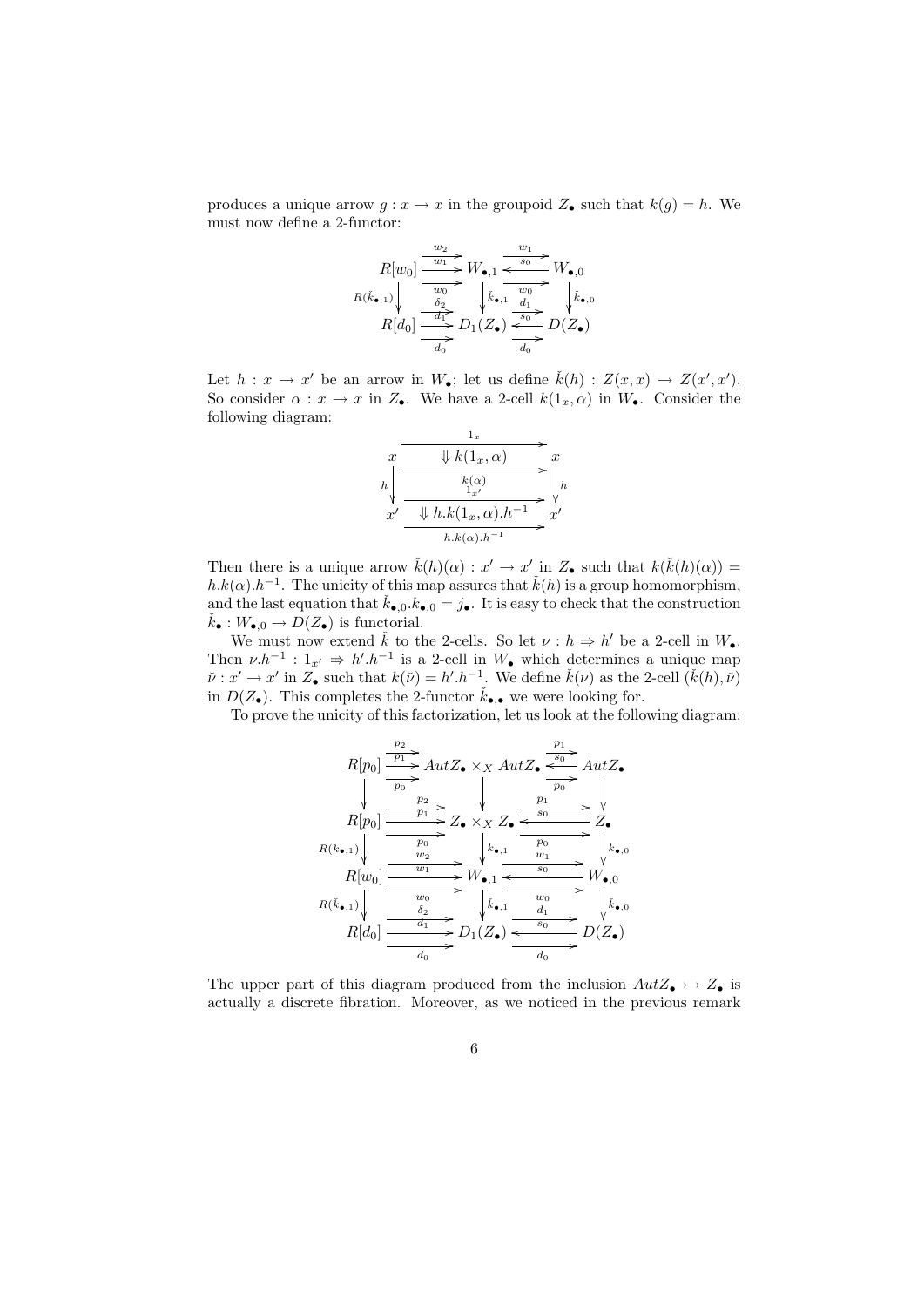produces a unique arrow $g : x \to x$ in the groupoid $Z_\bullet$ such that $k(g) = h$. We must now define a 2-functor:

$$\begin{array}{ccccc}
R[w_0] & \overset{w_2,\, w_1,\, w_0}{\rightrightarrows} & W_{\bullet,1} & \overset{w_1,\, s_0,\, w_0}{\leftrightarrows} & W_{\bullet,0} \\
\downarrow R(\check{k}_{\bullet,1}) & & \downarrow \check{k}_{\bullet,1} & & \downarrow \check{k}_{\bullet,0} \\
R[d_0] & \overset{\delta_2,\, d_1,\, d_0}{\rightrightarrows} & D_1(Z_\bullet) & \overset{d_1,\, s_0,\, d_0}{\leftrightarrows} & D(Z_\bullet)
\end{array}$$

Let $h : x \to x'$ be an arrow in $W_\bullet$; let us define $\check{k}(h) : Z(x,x) \to Z(x',x')$. So consider $\alpha : x \to x$ in $Z_\bullet$. We have a 2-cell $k(1_x, \alpha)$ in $W_\bullet$. Consider the following diagram:

$$\begin{array}{ccc}
x & \xrightarrow{\;1_x\;} & x \\
 & \Downarrow k(1_x,\alpha) & \\
 & \xrightarrow{\;k(\alpha)\;} & \\
h\downarrow & & \downarrow h \\
 & \xrightarrow{\;1_{x'}\;} & \\
 & \Downarrow h.k(1_x,\alpha).h^{-1} & \\
x' & \xrightarrow{\;h.k(\alpha).h^{-1}\;} & x'
\end{array}$$

Then there is a unique arrow $\check{k}(h)(\alpha) : x' \to x'$ in $Z_\bullet$ such that $k(\check{k}(h)(\alpha)) = h.k(\alpha).h^{-1}$. The unicity of this map assures that $\check{k}(h)$ is a group homomorphism, and the last equation that $\check{k}_{\bullet,0}.\check{k}_{\bullet,0} = j_\bullet$. It is easy to check that the construction $\check{k}_\bullet : W_{\bullet,0} \to D(Z_\bullet)$ is functorial.

We must now extend $\check{k}$ to the 2-cells. So let $\nu : h \Rightarrow h'$ be a 2-cell in $W_\bullet$. Then $\nu.h^{-1} : 1_{x'} \Rightarrow h'.h^{-1}$ is a 2-cell in $W_\bullet$ which determines a unique map $\check{\nu} : x' \to x'$ in $Z_\bullet$ such that $k(\check{\nu}) = h'.h^{-1}$. We define $\check{k}(\nu)$ as the 2-cell $(\check{k}(h), \check{\nu})$ in $D(Z_\bullet)$. This completes the 2-functor $\check{k}_{\bullet,\bullet}$ we were looking for.

To prove the unicity of this factorization, let us look at the following diagram:

$$\begin{array}{ccccc}
R[p_0] & \overset{p_2,\, p_1,\, p_0}{\rightrightarrows} & AutZ_\bullet \times_X AutZ_\bullet & \overset{p_1,\, s_0,\, p_0}{\leftrightarrows} & AutZ_\bullet \\
\downarrow & & \downarrow & & \downarrow \\
R[p_0] & \overset{p_2,\, p_1,\, p_0}{\rightrightarrows} & Z_\bullet \times_X Z_\bullet & \overset{p_1,\, s_0,\, p_0}{\leftrightarrows} & Z_\bullet \\
\downarrow R(k_{\bullet,1}) & & \downarrow k_{\bullet,1} & & \downarrow k_{\bullet,0} \\
R[w_0] & \overset{w_2,\, w_1,\, w_0}{\rightrightarrows} & W_{\bullet,1} & \overset{w_1,\, s_0,\, w_0}{\leftrightarrows} & W_{\bullet,0} \\
\downarrow R(\check{k}_{\bullet,1}) & & \downarrow \check{k}_{\bullet,1} & & \downarrow \check{k}_{\bullet,0} \\
R[d_0] & \overset{\delta_2,\, d_1,\, d_0}{\rightrightarrows} & D_1(Z_\bullet) & \overset{d_1,\, s_0,\, d_0}{\leftrightarrows} & D(Z_\bullet)
\end{array}$$

The upper part of this diagram produced from the inclusion $AutZ_\bullet \rightarrowtail Z_\bullet$ is actually a discrete fibration. Moreover, as we noticed in the previous remark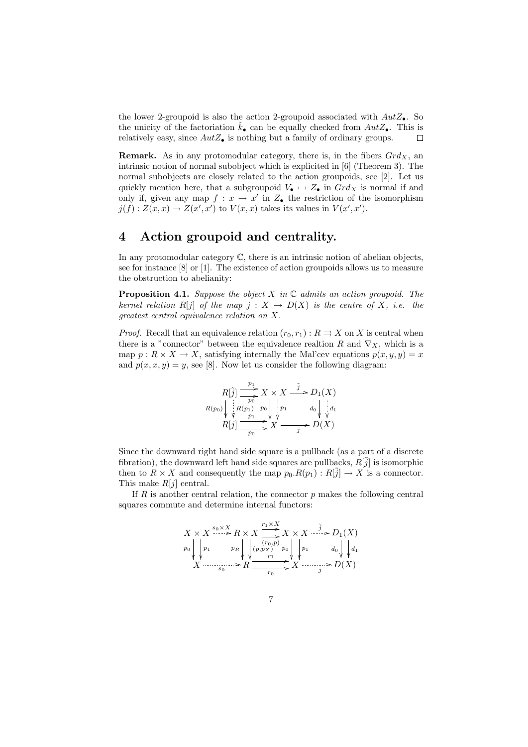the lower 2-groupoid is also the action 2-groupoid associated with $AutZ_\bullet$. So the unicity of the factoriation $\check{k}_\bullet$ can be equally checked from $AutZ_\bullet$. This is relatively easy, since $AutZ_\bullet$ is nothing but a family of ordinary groups. $\square$

**Remark.** As in any protomodular category, there is, in the fibers $Grd_X$, an intrinsic notion of normal subobject which is explicited in [6] (Theorem 3). The normal subobjects are closely related to the action groupoids, see [2]. Let us quickly mention here, that a subgroupoid $V_\bullet \rightarrowtail Z_\bullet$ in $Grd_X$ is normal if and only if, given any map $f : x \to x'$ in $Z_\bullet$ the restriction of the isomorphism $j(f) : Z(x,x) \to Z(x',x')$ to $V(x,x)$ takes its values in $V(x',x')$.

## 4 Action groupoid and centrality.

In any protomodular category $\mathbb{C}$, there is an intrinsic notion of abelian objects, see for instance [8] or [1]. The existence of action groupoids allows us to measure the obstruction to abeliany:

**Proposition 4.1.** *Suppose the object $X$ in $\mathbb{C}$ admits an action groupoid. The kernel relation $R[j]$ of the map $j : X \to D(X)$ is the centre of $X$, i.e. the greatest central equivalence relation on $X$.*

*Proof.* Recall that an equivalence relation $(r_0, r_1) : R \rightrightarrows X$ on $X$ is central when there is a "connector" between the equivalence realtion $R$ and $\nabla_X$, which is a map $p : R \times X \to X$, satisfying internally the Mal'cev equations $p(x,y,y) = x$ and $p(x,x,y) = y$, see [8]. Now let us consider the following diagram:

$$\begin{array}{ccccc}
R[\tilde{j}] & \overset{p_1}{\underset{p_0}{\rightrightarrows}} & X \times X & \xrightarrow{\tilde{j}} & D_1(X) \\
{\scriptstyle R(p_0)} \downarrow \; \downarrow {\scriptstyle R(p_1)} & & {\scriptstyle p_0} \downarrow \; \downarrow {\scriptstyle p_1} & & {\scriptstyle d_0} \downarrow \; \downarrow {\scriptstyle d_1} \\
R[j] & \overset{p_1}{\underset{p_0}{\rightrightarrows}} & X & \xrightarrow[j]{} & D(X)
\end{array}$$

Since the downward right hand side square is a pullback (as a part of a discrete fibration), the downward left hand side squares are pullbacks, $R[\tilde{j}]$ is isomorphic then to $R \times X$ and consequently the map $p_0.R(p_1) : R[\tilde{j}] \to X$ is a connector. This make $R[j]$ central.

If $R$ is another central relation, the connector $p$ makes the following central squares commute and determine internal functors:

$$\begin{array}{ccccccc}
X \times X & \xrightarrow{s_0 \times X} & R \times X & \overset{r_1 \times X}{\underset{(r_0,p)}{\rightrightarrows}} & X \times X & \xrightarrow{\tilde{j}} & D_1(X) \\
{\scriptstyle p_0} \downarrow \; \downarrow {\scriptstyle p_1} & & {\scriptstyle p_R} \downarrow \; \downarrow {\scriptstyle (p, p_X)} & & {\scriptstyle p_0} \downarrow \; \downarrow {\scriptstyle p_1} & & {\scriptstyle d_0} \downarrow \; \downarrow {\scriptstyle d_1} \\
X & \xrightarrow[s_0]{} & R & \overset{r_1}{\underset{r_0}{\rightrightarrows}} & X & \xrightarrow[j]{} & D(X)
\end{array}$$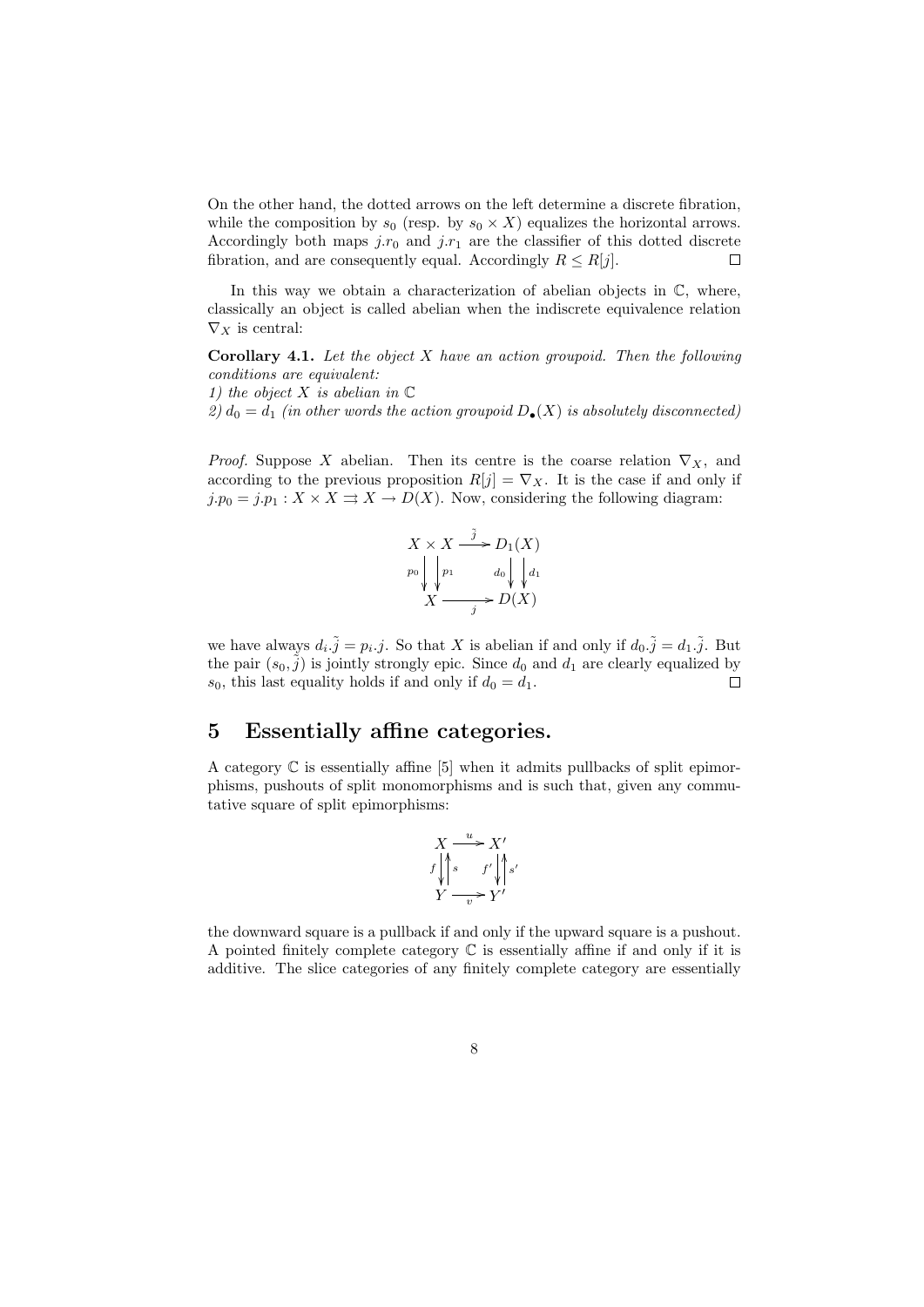On the other hand, the dotted arrows on the left determine a discrete fibration, while the composition by $s_0$ (resp. by $s_0 \times X$) equalizes the horizontal arrows. Accordingly both maps $j.r_0$ and $j.r_1$ are the classifier of this dotted discrete fibration, and are consequently equal. Accordingly $R \leq R[j]$. $\square$

In this way we obtain a characterization of abelian objects in $\mathbb{C}$, where, classically an object is called abelian when the indiscrete equivalence relation $\nabla_X$ is central:

**Corollary 4.1.** *Let the object $X$ have an action groupoid. Then the following conditions are equivalent:*
*1) the object $X$ is abelian in $\mathbb{C}$*
*2) $d_0 = d_1$ (in other words the action groupoid $D_\bullet(X)$ is absolutely disconnected)*

*Proof.* Suppose $X$ abelian. Then its centre is the coarse relation $\nabla_X$, and according to the previous proposition $R[j] = \nabla_X$. It is the case if and only if $j.p_0 = j.p_1 : X \times X \rightrightarrows X \rightarrow D(X)$. Now, considering the following diagram:

$$\begin{array}{ccc} X \times X & \xrightarrow{\tilde{j}} & D_1(X) \\ {\scriptstyle p_0} \downarrow \downarrow {\scriptstyle p_1} & & {\scriptstyle d_0} \downarrow \downarrow {\scriptstyle d_1} \\ X & \xrightarrow[j]{} & D(X) \end{array}$$

we have always $d_i.\tilde{j} = p_i.j$. So that $X$ is abelian if and only if $d_0.\tilde{j} = d_1.\tilde{j}$. But the pair $(s_0, \tilde{j})$ is jointly strongly epic. Since $d_0$ and $d_1$ are clearly equalized by $s_0$, this last equality holds if and only if $d_0 = d_1$. $\square$

# 5 Essentially affine categories.

A category $\mathbb{C}$ is essentially affine [5] when it admits pullbacks of split epimorphisms, pushouts of split monomorphisms and is such that, given any commutative square of split epimorphisms:

$$\begin{array}{ccc} X & \xrightarrow{u} & X' \\ {\scriptstyle f} \downarrow \uparrow {\scriptstyle s} & & {\scriptstyle f'} \downarrow \uparrow {\scriptstyle s'} \\ Y & \xrightarrow[v]{} & Y' \end{array}$$

the downward square is a pullback if and only if the upward square is a pushout. A pointed finitely complete category $\mathbb{C}$ is essentially affine if and only if it is additive. The slice categories of any finitely complete category are essentially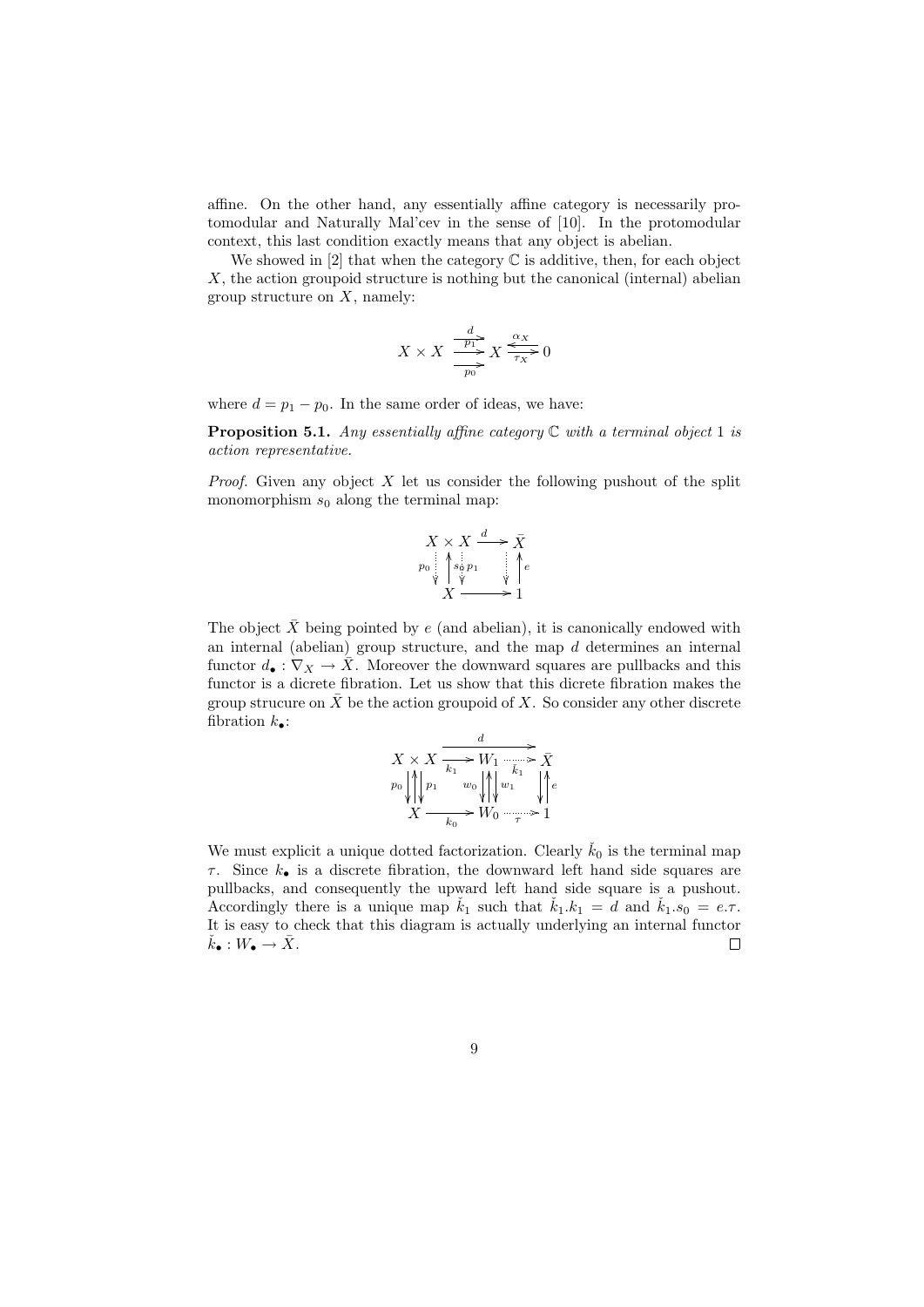affine. On the other hand, any essentially affine category is necessarily protomodular and Naturally Mal'cev in the sense of [10]. In the protomodular context, this last condition exactly means that any object is abelian.

We showed in [2] that when the category $\mathbb{C}$ is additive, then, for each object $X$, the action groupoid structure is nothing but the canonical (internal) abelian group structure on $X$, namely:

$$X \times X \underset{p_0}{\overset{\overset{d}{\longrightarrow}}{\underset{\longrightarrow}{\overset{p_1}{\longrightarrow}}}} X \underset{\tau_X}{\overset{\alpha_X}{\rightleftarrows}} 0$$

where $d = p_1 - p_0$. In the same order of ideas, we have:

**Proposition 5.1.** *Any essentially affine category $\mathbb{C}$ with a terminal object 1 is action representative.*

*Proof.* Given any object $X$ let us consider the following pushout of the split monomorphism $s_0$ along the terminal map:

$$\begin{array}{ccc} X \times X & \xrightarrow{d} & \bar{X} \\ {\scriptstyle p_0} \downarrow \uparrow {\scriptstyle s_0} \downarrow {\scriptstyle p_1} & & \downarrow \uparrow {\scriptstyle e} \\ X & \longrightarrow & 1 \end{array}$$

The object $\bar{X}$ being pointed by $e$ (and abelian), it is canonically endowed with an internal (abelian) group structure, and the map $d$ determines an internal functor $d_\bullet : \nabla_X \to \bar{X}$. Moreover the downward squares are pullbacks and this functor is a dicrete fibration. Let us show that this dicrete fibration makes the group strucure on $\bar{X}$ be the action groupoid of $X$. So consider any other discrete fibration $k_\bullet$:

$$\begin{array}{ccccc} X \times X & \xrightarrow{k_1} & W_1 & \overset{\check{k}_1}{\dashrightarrow} & \bar{X} \\ {\scriptstyle p_0} \downarrow \uparrow \downarrow {\scriptstyle p_1} & & {\scriptstyle w_0} \downarrow \uparrow \downarrow {\scriptstyle w_1} & & \downarrow \uparrow {\scriptstyle e} \\ X & \xrightarrow{k_0} & W_0 & \underset{\tau}{\dashrightarrow} & 1 \end{array}$$

(with $d : X \times X \to \bar{X}$ along the top)

We must explicit a unique dotted factorization. Clearly $\check{k}_0$ is the terminal map $\tau$. Since $k_\bullet$ is a discrete fibration, the downward left hand side squares are pullbacks, and consequently the upward left hand side square is a pushout. Accordingly there is a unique map $\check{k}_1$ such that $\check{k}_1.k_1 = d$ and $\check{k}_1.s_0 = e.\tau$. It is easy to check that this diagram is actually underlying an internal functor $\check{k}_\bullet : W_\bullet \to \bar{X}$. $\square$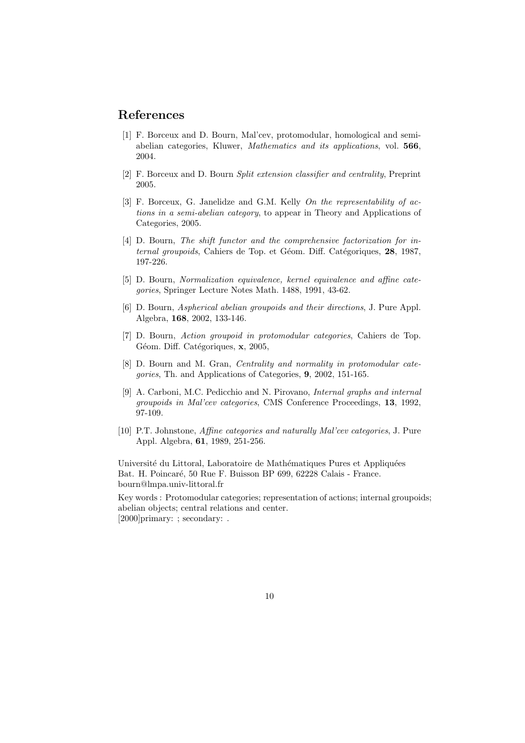## References

[1] F. Borceux and D. Bourn, Mal'cev, protomodular, homological and semi-abelian categories, Kluwer, *Mathematics and its applications*, vol. **566**, 2004.

[2] F. Borceux and D. Bourn *Split extension classifier and centrality*, Preprint 2005.

[3] F. Borceux, G. Janelidze and G.M. Kelly *On the representability of actions in a semi-abelian category*, to appear in Theory and Applications of Categories, 2005.

[4] D. Bourn, *The shift functor and the comprehensive factorization for internal groupoids*, Cahiers de Top. et Géom. Diff. Catégoriques, **28**, 1987, 197-226.

[5] D. Bourn, *Normalization equivalence, kernel equivalence and affine categories*, Springer Lecture Notes Math. 1488, 1991, 43-62.

[6] D. Bourn, *Aspherical abelian groupoids and their directions*, J. Pure Appl. Algebra, **168**, 2002, 133-146.

[7] D. Bourn, *Action groupoid in protomodular categories*, Cahiers de Top. Géom. Diff. Catégoriques, **x**, 2005,

[8] D. Bourn and M. Gran, *Centrality and normality in protomodular categories*, Th. and Applications of Categories, **9**, 2002, 151-165.

[9] A. Carboni, M.C. Pedicchio and N. Pirovano, *Internal graphs and internal groupoids in Mal'cev categories*, CMS Conference Proceedings, **13**, 1992, 97-109.

[10] P.T. Johnstone, *Affine categories and naturally Mal'cev categories*, J. Pure Appl. Algebra, **61**, 1989, 251-256.

Université du Littoral, Laboratoire de Mathématiques Pures et Appliquées
Bat. H. Poincaré, 50 Rue F. Buisson BP 699, 62228 Calais - France.
bourn@lmpa.univ-littoral.fr

Key words : Protomodular categories; representation of actions; internal groupoids; abelian objects; central relations and center.
[2000]primary: ; secondary: .